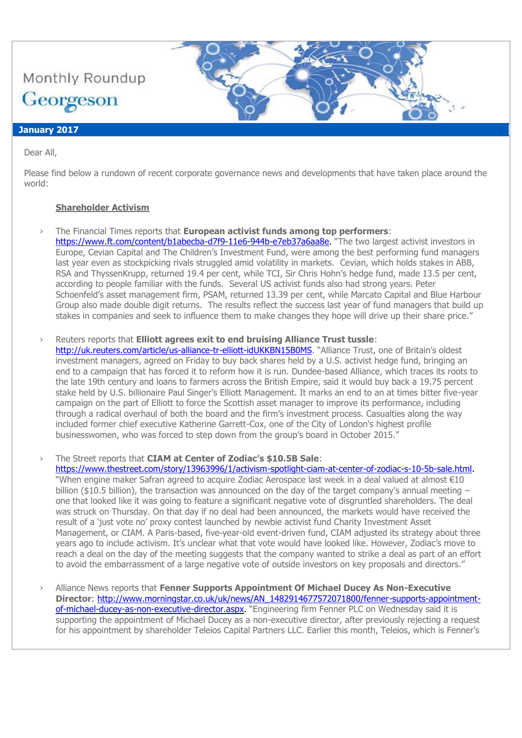# Monthly Roundup

## Georgeson

**January 2017**

Dear All,

Please find below a rundown of recent corporate governance news and developments that have taken place around the world:

### Shareholder Activism

- The Financial Times reports that **European activist funds among top performers**: https://www.ft.com/content/b1abecba-d7f9-11e6-944b-e7eb37a6aa8e. "The two largest activist investors in Europe, Cevian Capital and The Children's Investment Fund, were among the best performing fund managers last year even as stockpicking rivals struggled amid volatility in markets. Cevian, which holds stakes in ABB, RSA and ThyssenKrupp, returned 19.4 per cent, while TCI, Sir Chris Hohn's hedge fund, made 13.5 per cent, according to people familiar with the funds. Several US activist funds also had strong years. Peter Schoenfeld's asset management firm, PSAM, returned 13.39 per cent, while Marcato Capital and Blue Harbour Group also made double digit returns. The results reflect the success last year of fund managers that build up stakes in companies and seek to influence them to make changes they hope will drive up their share price."

- Reuters reports that **Elliott agrees exit to end bruising Alliance Trust tussle**: http://uk.reuters.com/article/us-alliance-tr-elliott-idUKKBN15B0MS. "Alliance Trust, one of Britain's oldest investment managers, agreed on Friday to buy back shares held by a U.S. activist hedge fund, bringing an end to a campaign that has forced it to reform how it is run. Dundee-based Alliance, which traces its roots to the late 19th century and loans to farmers across the British Empire, said it would buy back a 19.75 percent stake held by U.S. billionaire Paul Singer's Elliott Management. It marks an end to an at times bitter five-year campaign on the part of Elliott to force the Scottish asset manager to improve its performance, including through a radical overhaul of both the board and the firm's investment process. Casualties along the way included former chief executive Katherine Garrett-Cox, one of the City of London's highest profile businesswomen, who was forced to step down from the group's board in October 2015."

- The Street reports that **CIAM at Center of Zodiac's $10.5B Sale**: https://www.thestreet.com/story/13963996/1/activism-spotlight-ciam-at-center-of-zodiac-s-10-5b-sale.html. "When engine maker Safran agreed to acquire Zodiac Aerospace last week in a deal valued at almost €10 billion ($10.5 billion), the transaction was announced on the day of the target company's annual meeting – one that looked like it was going to feature a significant negative vote of disgruntled shareholders. The deal was struck on Thursday. On that day if no deal had been announced, the markets would have received the result of a 'just vote no' proxy contest launched by newbie activist fund Charity Investment Asset Management, or CIAM. A Paris-based, five-year-old event-driven fund, CIAM adjusted its strategy about three years ago to include activism. It's unclear what that vote would have looked like. However, Zodiac's move to reach a deal on the day of the meeting suggests that the company wanted to strike a deal as part of an effort to avoid the embarrassment of a large negative vote of outside investors on key proposals and directors."

- Alliance News reports that **Fenner Supports Appointment Of Michael Ducey As Non-Executive Director**: http://www.morningstar.co.uk/uk/news/AN_1482914677572071800/fenner-supports-appointment-of-michael-ducey-as-non-executive-director.aspx. "Engineering firm Fenner PLC on Wednesday said it is supporting the appointment of Michael Ducey as a non-executive director, after previously rejecting a request for his appointment by shareholder Teleios Capital Partners LLC. Earlier this month, Teleios, which is Fenner's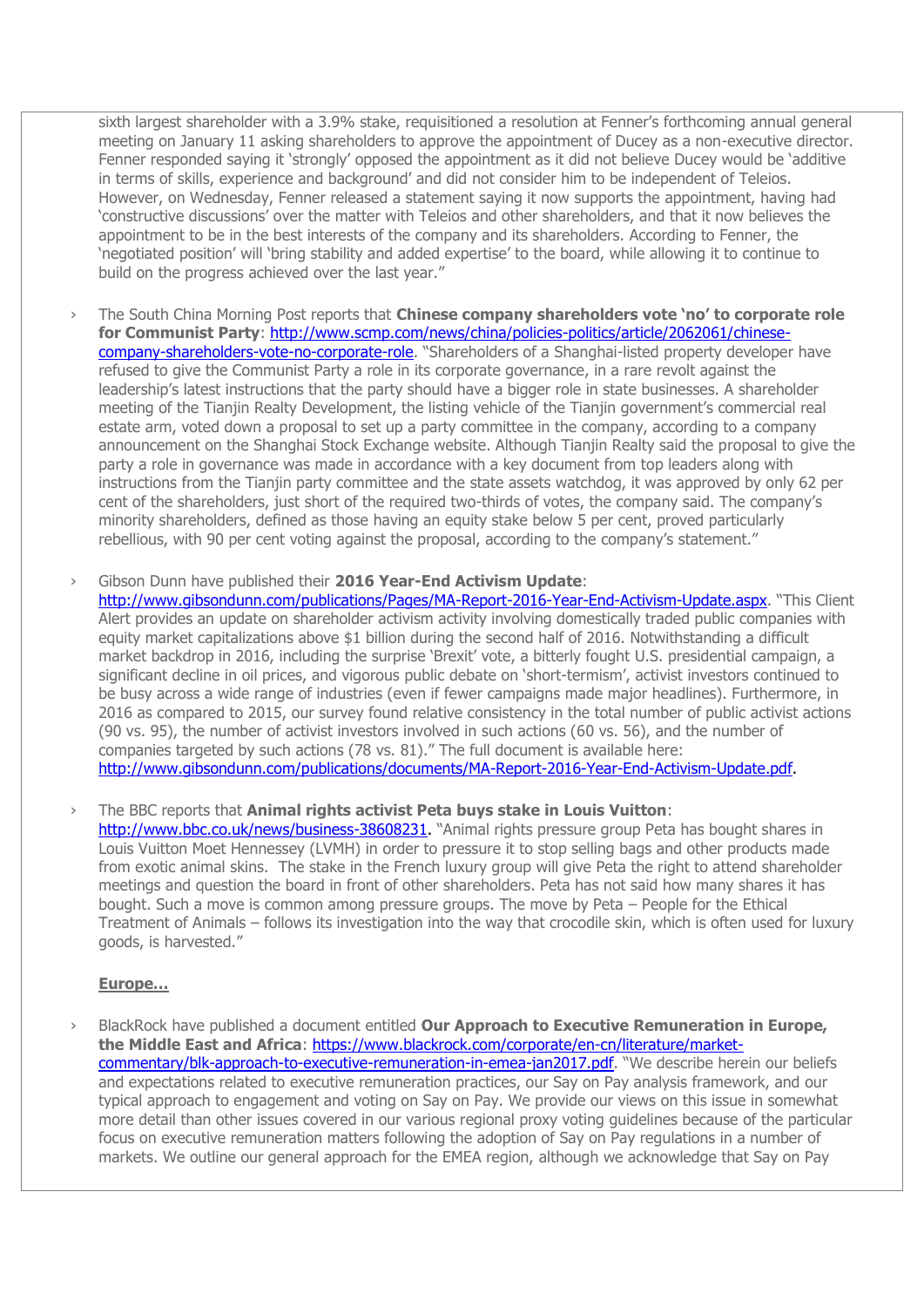sixth largest shareholder with a 3.9% stake, requisitioned a resolution at Fenner's forthcoming annual general meeting on January 11 asking shareholders to approve the appointment of Ducey as a non-executive director. Fenner responded saying it 'strongly' opposed the appointment as it did not believe Ducey would be 'additive in terms of skills, experience and background' and did not consider him to be independent of Teleios. However, on Wednesday, Fenner released a statement saying it now supports the appointment, having had 'constructive discussions' over the matter with Teleios and other shareholders, and that it now believes the appointment to be in the best interests of the company and its shareholders. According to Fenner, the 'negotiated position' will 'bring stability and added expertise' to the board, while allowing it to continue to build on the progress achieved over the last year."

- The South China Morning Post reports that **Chinese company shareholders vote 'no' to corporate role for Communist Party**: [http://www.scmp.com/news/china/policies-politics/article/2062061/chinese-company-shareholders-vote-no-corporate-role](http://www.scmp.com/news/china/policies-politics/article/2062061/chinese-company-shareholders-vote-no-corporate-role). "Shareholders of a Shanghai-listed property developer have refused to give the Communist Party a role in its corporate governance, in a rare revolt against the leadership's latest instructions that the party should have a bigger role in state businesses. A shareholder meeting of the Tianjin Realty Development, the listing vehicle of the Tianjin government's commercial real estate arm, voted down a proposal to set up a party committee in the company, according to a company announcement on the Shanghai Stock Exchange website. Although Tianjin Realty said the proposal to give the party a role in governance was made in accordance with a key document from top leaders along with instructions from the Tianjin party committee and the state assets watchdog, it was approved by only 62 per cent of the shareholders, just short of the required two-thirds of votes, the company said. The company's minority shareholders, defined as those having an equity stake below 5 per cent, proved particularly rebellious, with 90 per cent voting against the proposal, according to the company's statement."

- Gibson Dunn have published their **2016 Year-End Activism Update**: [http://www.gibsondunn.com/publications/Pages/MA-Report-2016-Year-End-Activism-Update.aspx](http://www.gibsondunn.com/publications/Pages/MA-Report-2016-Year-End-Activism-Update.aspx). "This Client Alert provides an update on shareholder activism activity involving domestically traded public companies with equity market capitalizations above $1 billion during the second half of 2016. Notwithstanding a difficult market backdrop in 2016, including the surprise 'Brexit' vote, a bitterly fought U.S. presidential campaign, a significant decline in oil prices, and vigorous public debate on 'short-termism', activist investors continued to be busy across a wide range of industries (even if fewer campaigns made major headlines). Furthermore, in 2016 as compared to 2015, our survey found relative consistency in the total number of public activist actions (90 vs. 95), the number of activist investors involved in such actions (60 vs. 56), and the number of companies targeted by such actions (78 vs. 81)." The full document is available here: [http://www.gibsondunn.com/publications/documents/MA-Report-2016-Year-End-Activism-Update.pdf](http://www.gibsondunn.com/publications/documents/MA-Report-2016-Year-End-Activism-Update.pdf).

- The BBC reports that **Animal rights activist Peta buys stake in Louis Vuitton**: [http://www.bbc.co.uk/news/business-38608231](http://www.bbc.co.uk/news/business-38608231). "Animal rights pressure group Peta has bought shares in Louis Vuitton Moet Hennessey (LVMH) in order to pressure it to stop selling bags and other products made from exotic animal skins. The stake in the French luxury group will give Peta the right to attend shareholder meetings and question the board in front of other shareholders. Peta has not said how many shares it has bought. Such a move is common among pressure groups. The move by Peta – People for the Ethical Treatment of Animals – follows its investigation into the way that crocodile skin, which is often used for luxury goods, is harvested."

**Europe…**

- BlackRock have published a document entitled **Our Approach to Executive Remuneration in Europe, the Middle East and Africa**: [https://www.blackrock.com/corporate/en-cn/literature/market-commentary/blk-approach-to-executive-remuneration-in-emea-jan2017.pdf](https://www.blackrock.com/corporate/en-cn/literature/market-commentary/blk-approach-to-executive-remuneration-in-emea-jan2017.pdf). "We describe herein our beliefs and expectations related to executive remuneration practices, our Say on Pay analysis framework, and our typical approach to engagement and voting on Say on Pay. We provide our views on this issue in somewhat more detail than other issues covered in our various regional proxy voting guidelines because of the particular focus on executive remuneration matters following the adoption of Say on Pay regulations in a number of markets. We outline our general approach for the EMEA region, although we acknowledge that Say on Pay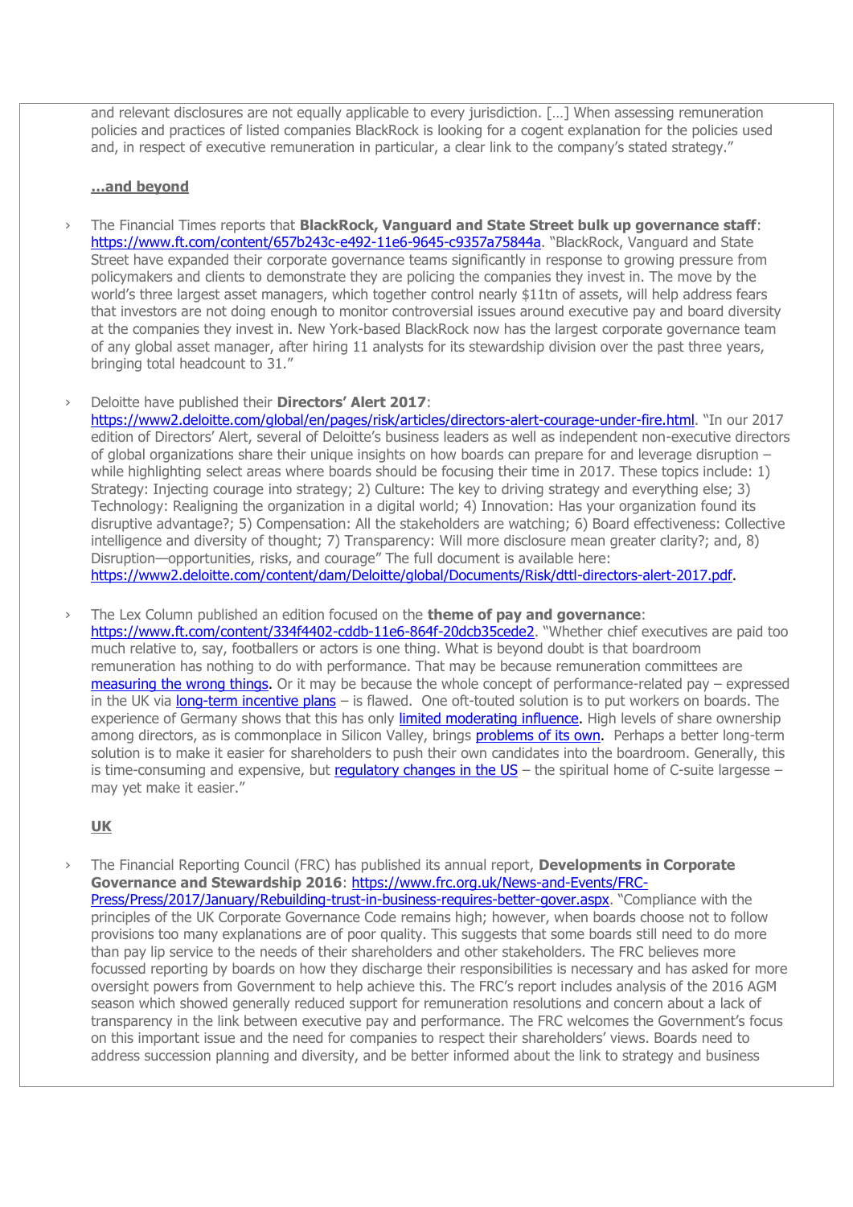and relevant disclosures are not equally applicable to every jurisdiction. […] When assessing remuneration policies and practices of listed companies BlackRock is looking for a cogent explanation for the policies used and, in respect of executive remuneration in particular, a clear link to the company's stated strategy."

**...and beyond**

- The Financial Times reports that **BlackRock, Vanguard and State Street bulk up governance staff**: https://www.ft.com/content/657b243c-e492-11e6-9645-c9357a75844a. "BlackRock, Vanguard and State Street have expanded their corporate governance teams significantly in response to growing pressure from policymakers and clients to demonstrate they are policing the companies they invest in. The move by the world's three largest asset managers, which together control nearly $11tn of assets, will help address fears that investors are not doing enough to monitor controversial issues around executive pay and board diversity at the companies they invest in. New York-based BlackRock now has the largest corporate governance team of any global asset manager, after hiring 11 analysts for its stewardship division over the past three years, bringing total headcount to 31."

- Deloitte have published their **Directors' Alert 2017**: https://www2.deloitte.com/global/en/pages/risk/articles/directors-alert-courage-under-fire.html. "In our 2017 edition of Directors' Alert, several of Deloitte's business leaders as well as independent non-executive directors of global organizations share their unique insights on how boards can prepare for and leverage disruption – while highlighting select areas where boards should be focusing their time in 2017. These topics include: 1) Strategy: Injecting courage into strategy; 2) Culture: The key to driving strategy and everything else; 3) Technology: Realigning the organization in a digital world; 4) Innovation: Has your organization found its disruptive advantage?; 5) Compensation: All the stakeholders are watching; 6) Board effectiveness: Collective intelligence and diversity of thought; 7) Transparency: Will more disclosure mean greater clarity?; and, 8) Disruption—opportunities, risks, and courage" The full document is available here: https://www2.deloitte.com/content/dam/Deloitte/global/Documents/Risk/dttl-directors-alert-2017.pdf.

- The Lex Column published an edition focused on the **theme of pay and governance**: https://www.ft.com/content/334f4402-cddb-11e6-864f-20dcb35cede2. "Whether chief executives are paid too much relative to, say, footballers or actors is one thing. What is beyond doubt is that boardroom remuneration has nothing to do with performance. That may be because remuneration committees are measuring the wrong things. Or it may be because the whole concept of performance-related pay – expressed in the UK via long-term incentive plans – is flawed. One oft-touted solution is to put workers on boards. The experience of Germany shows that this has only limited moderating influence. High levels of share ownership among directors, as is commonplace in Silicon Valley, brings problems of its own. Perhaps a better long-term solution is to make it easier for shareholders to push their own candidates into the boardroom. Generally, this is time-consuming and expensive, but regulatory changes in the US – the spiritual home of C-suite largesse – may yet make it easier."

**UK**

- The Financial Reporting Council (FRC) has published its annual report, **Developments in Corporate Governance and Stewardship 2016**: https://www.frc.org.uk/News-and-Events/FRC-Press/Press/2017/January/Rebuilding-trust-in-business-requires-better-gover.aspx. "Compliance with the principles of the UK Corporate Governance Code remains high; however, when boards choose not to follow provisions too many explanations are of poor quality. This suggests that some boards still need to do more than pay lip service to the needs of their shareholders and other stakeholders. The FRC believes more focussed reporting by boards on how they discharge their responsibilities is necessary and has asked for more oversight powers from Government to help achieve this. The FRC's report includes analysis of the 2016 AGM season which showed generally reduced support for remuneration resolutions and concern about a lack of transparency in the link between executive pay and performance. The FRC welcomes the Government's focus on this important issue and the need for companies to respect their shareholders' views. Boards need to address succession planning and diversity, and be better informed about the link to strategy and business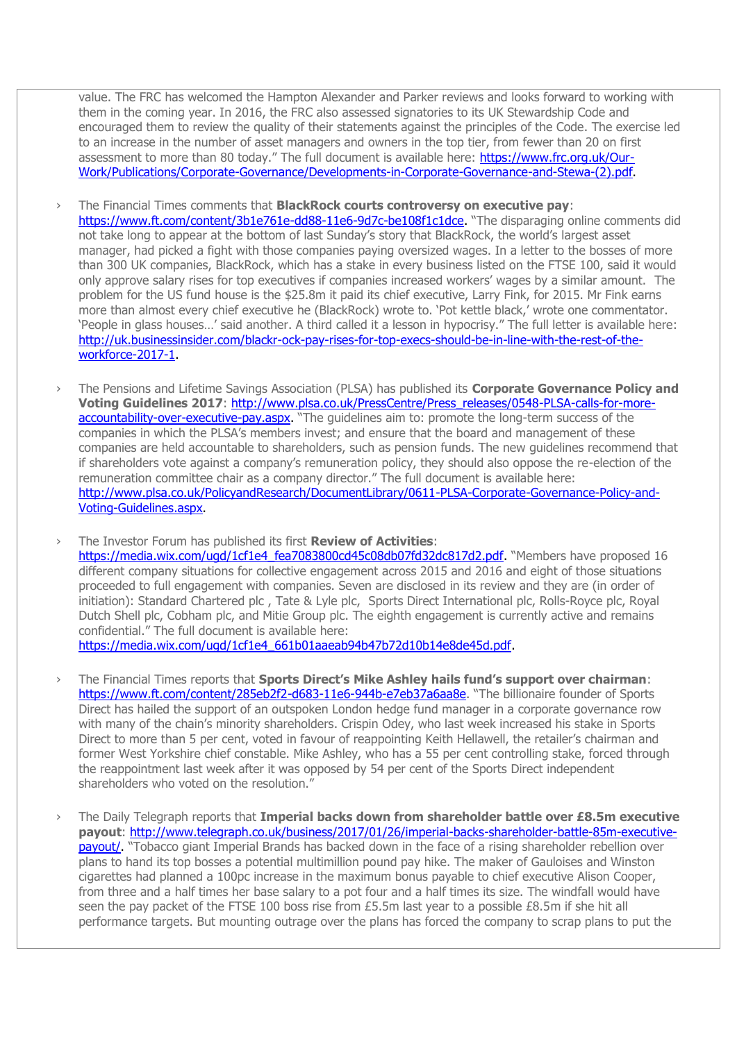value. The FRC has welcomed the Hampton Alexander and Parker reviews and looks forward to working with them in the coming year. In 2016, the FRC also assessed signatories to its UK Stewardship Code and encouraged them to review the quality of their statements against the principles of the Code. The exercise led to an increase in the number of asset managers and owners in the top tier, from fewer than 20 on first assessment to more than 80 today." The full document is available here: https://www.frc.org.uk/Our-Work/Publications/Corporate-Governance/Developments-in-Corporate-Governance-and-Stewa-(2).pdf.

- The Financial Times comments that **BlackRock courts controversy on executive pay**: https://www.ft.com/content/3b1e761e-dd88-11e6-9d7c-be108f1c1dce. "The disparaging online comments did not take long to appear at the bottom of last Sunday's story that BlackRock, the world's largest asset manager, had picked a fight with those companies paying oversized wages. In a letter to the bosses of more than 300 UK companies, BlackRock, which has a stake in every business listed on the FTSE 100, said it would only approve salary rises for top executives if companies increased workers' wages by a similar amount. The problem for the US fund house is the $25.8m it paid its chief executive, Larry Fink, for 2015. Mr Fink earns more than almost every chief executive he (BlackRock) wrote to. 'Pot kettle black,' wrote one commentator. 'People in glass houses…' said another. A third called it a lesson in hypocrisy." The full letter is available here: http://uk.businessinsider.com/blackr-ock-pay-rises-for-top-execs-should-be-in-line-with-the-rest-of-the-workforce-2017-1.

- The Pensions and Lifetime Savings Association (PLSA) has published its **Corporate Governance Policy and Voting Guidelines 2017**: http://www.plsa.co.uk/PressCentre/Press_releases/0548-PLSA-calls-for-more-accountability-over-executive-pay.aspx. "The guidelines aim to: promote the long-term success of the companies in which the PLSA's members invest; and ensure that the board and management of these companies are held accountable to shareholders, such as pension funds. The new guidelines recommend that if shareholders vote against a company's remuneration policy, they should also oppose the re-election of the remuneration committee chair as a company director." The full document is available here: http://www.plsa.co.uk/PolicyandResearch/DocumentLibrary/0611-PLSA-Corporate-Governance-Policy-and-Voting-Guidelines.aspx.

- The Investor Forum has published its first **Review of Activities**: https://media.wix.com/ugd/1cf1e4_fea7083800cd45c08db07fd32dc817d2.pdf. "Members have proposed 16 different company situations for collective engagement across 2015 and 2016 and eight of those situations proceeded to full engagement with companies. Seven are disclosed in its review and they are (in order of initiation): Standard Chartered plc , Tate & Lyle plc, Sports Direct International plc, Rolls-Royce plc, Royal Dutch Shell plc, Cobham plc, and Mitie Group plc. The eighth engagement is currently active and remains confidential." The full document is available here: https://media.wix.com/ugd/1cf1e4_661b01aaeab94b47b72d10b14e8de45d.pdf.

- The Financial Times reports that **Sports Direct's Mike Ashley hails fund's support over chairman**: https://www.ft.com/content/285eb2f2-d683-11e6-944b-e7eb37a6aa8e. "The billionaire founder of Sports Direct has hailed the support of an outspoken London hedge fund manager in a corporate governance row with many of the chain's minority shareholders. Crispin Odey, who last week increased his stake in Sports Direct to more than 5 per cent, voted in favour of reappointing Keith Hellawell, the retailer's chairman and former West Yorkshire chief constable. Mike Ashley, who has a 55 per cent controlling stake, forced through the reappointment last week after it was opposed by 54 per cent of the Sports Direct independent shareholders who voted on the resolution."

- The Daily Telegraph reports that **Imperial backs down from shareholder battle over £8.5m executive payout**: http://www.telegraph.co.uk/business/2017/01/26/imperial-backs-shareholder-battle-85m-executive-payout/. "Tobacco giant Imperial Brands has backed down in the face of a rising shareholder rebellion over plans to hand its top bosses a potential multimillion pound pay hike. The maker of Gauloises and Winston cigarettes had planned a 100pc increase in the maximum bonus payable to chief executive Alison Cooper, from three and a half times her base salary to a pot four and a half times its size. The windfall would have seen the pay packet of the FTSE 100 boss rise from £5.5m last year to a possible £8.5m if she hit all performance targets. But mounting outrage over the plans has forced the company to scrap plans to put the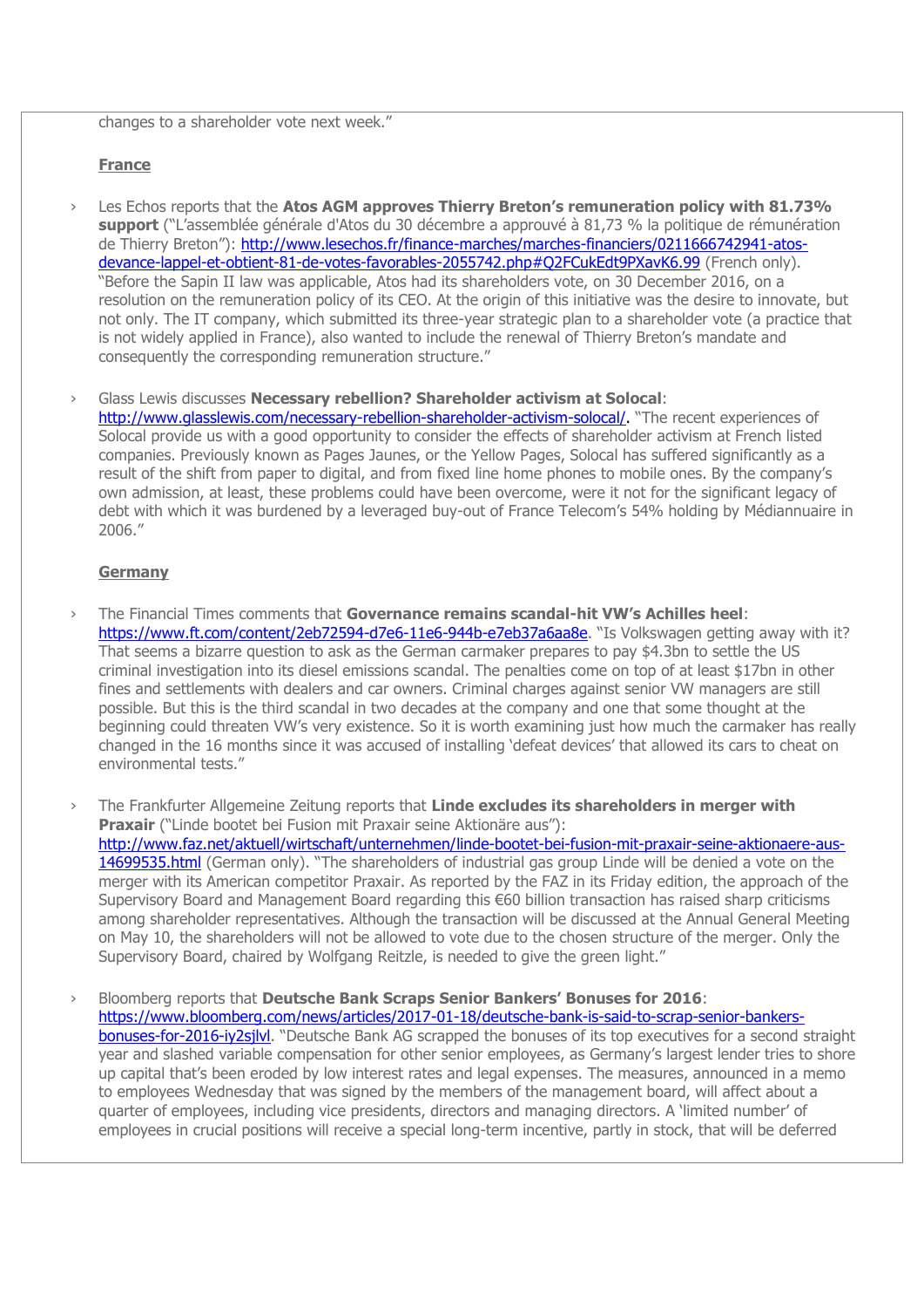changes to a shareholder vote next week."

**France**

- Les Echos reports that the **Atos AGM approves Thierry Breton's remuneration policy with 81.73% support** ("L'assemblée générale d'Atos du 30 décembre a approuvé à 81,73 % la politique de rémunération de Thierry Breton"): http://www.lesechos.fr/finance-marches/marches-financiers/0211666742941-atos-devance-lappel-et-obtient-81-de-votes-favorables-2055742.php#Q2FCukEdt9PXavK6.99 (French only). "Before the Sapin II law was applicable, Atos had its shareholders vote, on 30 December 2016, on a resolution on the remuneration policy of its CEO. At the origin of this initiative was the desire to innovate, but not only. The IT company, which submitted its three-year strategic plan to a shareholder vote (a practice that is not widely applied in France), also wanted to include the renewal of Thierry Breton's mandate and consequently the corresponding remuneration structure."

- Glass Lewis discusses **Necessary rebellion? Shareholder activism at Solocal**: http://www.glasslewis.com/necessary-rebellion-shareholder-activism-solocal/. "The recent experiences of Solocal provide us with a good opportunity to consider the effects of shareholder activism at French listed companies. Previously known as Pages Jaunes, or the Yellow Pages, Solocal has suffered significantly as a result of the shift from paper to digital, and from fixed line home phones to mobile ones. By the company's own admission, at least, these problems could have been overcome, were it not for the significant legacy of debt with which it was burdened by a leveraged buy-out of France Telecom's 54% holding by Médiannuaire in 2006."

**Germany**

- The Financial Times comments that **Governance remains scandal-hit VW's Achilles heel**: https://www.ft.com/content/2eb72594-d7e6-11e6-944b-e7eb37a6aa8e. "Is Volkswagen getting away with it? That seems a bizarre question to ask as the German carmaker prepares to pay $4.3bn to settle the US criminal investigation into its diesel emissions scandal. The penalties come on top of at least $17bn in other fines and settlements with dealers and car owners. Criminal charges against senior VW managers are still possible. But this is the third scandal in two decades at the company and one that some thought at the beginning could threaten VW's very existence. So it is worth examining just how much the carmaker has really changed in the 16 months since it was accused of installing 'defeat devices' that allowed its cars to cheat on environmental tests."

- The Frankfurter Allgemeine Zeitung reports that **Linde excludes its shareholders in merger with Praxair** ("Linde bootet bei Fusion mit Praxair seine Aktionäre aus"): http://www.faz.net/aktuell/wirtschaft/unternehmen/linde-bootet-bei-fusion-mit-praxair-seine-aktionaere-aus-14699535.html (German only). "The shareholders of industrial gas group Linde will be denied a vote on the merger with its American competitor Praxair. As reported by the FAZ in its Friday edition, the approach of the Supervisory Board and Management Board regarding this €60 billion transaction has raised sharp criticisms among shareholder representatives. Although the transaction will be discussed at the Annual General Meeting on May 10, the shareholders will not be allowed to vote due to the chosen structure of the merger. Only the Supervisory Board, chaired by Wolfgang Reitzle, is needed to give the green light."

- Bloomberg reports that **Deutsche Bank Scraps Senior Bankers' Bonuses for 2016**: https://www.bloomberg.com/news/articles/2017-01-18/deutsche-bank-is-said-to-scrap-senior-bankers-bonuses-for-2016-iy2sjlvl. "Deutsche Bank AG scrapped the bonuses of its top executives for a second straight year and slashed variable compensation for other senior employees, as Germany's largest lender tries to shore up capital that's been eroded by low interest rates and legal expenses. The measures, announced in a memo to employees Wednesday that was signed by the members of the management board, will affect about a quarter of employees, including vice presidents, directors and managing directors. A 'limited number' of employees in crucial positions will receive a special long-term incentive, partly in stock, that will be deferred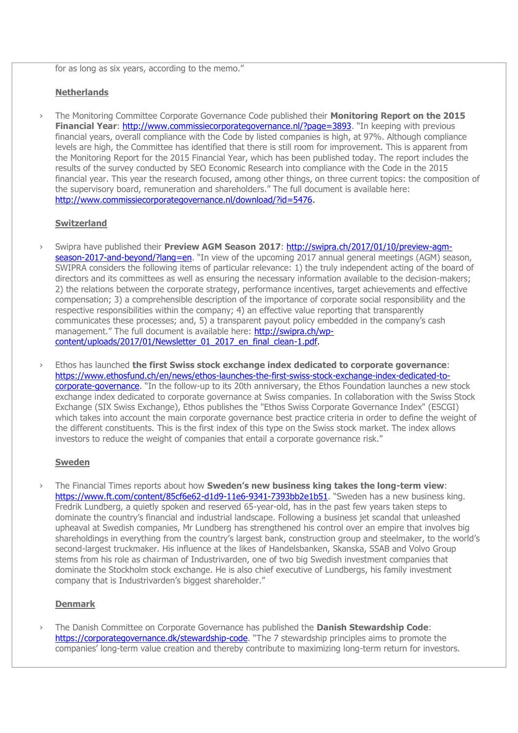for as long as six years, according to the memo."

**Netherlands**

› The Monitoring Committee Corporate Governance Code published their **Monitoring Report on the 2015 Financial Year**: http://www.commissiecorporategovernance.nl/?page=3893. "In keeping with previous financial years, overall compliance with the Code by listed companies is high, at 97%. Although compliance levels are high, the Committee has identified that there is still room for improvement. This is apparent from the Monitoring Report for the 2015 Financial Year, which has been published today. The report includes the results of the survey conducted by SEO Economic Research into compliance with the Code in the 2015 financial year. This year the research focused, among other things, on three current topics: the composition of the supervisory board, remuneration and shareholders." The full document is available here: http://www.commissiecorporategovernance.nl/download/?id=5476.

**Switzerland**

› Swipra have published their **Preview AGM Season 2017**: http://swipra.ch/2017/01/10/preview-agm-season-2017-and-beyond/?lang=en. "In view of the upcoming 2017 annual general meetings (AGM) season, SWIPRA considers the following items of particular relevance: 1) the truly independent acting of the board of directors and its committees as well as ensuring the necessary information available to the decision-makers; 2) the relations between the corporate strategy, performance incentives, target achievements and effective compensation; 3) a comprehensible description of the importance of corporate social responsibility and the respective responsibilities within the company; 4) an effective value reporting that transparently communicates these processes; and, 5) a transparent payout policy embedded in the company's cash management." The full document is available here: http://swipra.ch/wp-content/uploads/2017/01/Newsletter_01_2017_en_final_clean-1.pdf.

› Ethos has launched **the first Swiss stock exchange index dedicated to corporate governance**: https://www.ethosfund.ch/en/news/ethos-launches-the-first-swiss-stock-exchange-index-dedicated-to-corporate-governance. "In the follow-up to its 20th anniversary, the Ethos Foundation launches a new stock exchange index dedicated to corporate governance at Swiss companies. In collaboration with the Swiss Stock Exchange (SIX Swiss Exchange), Ethos publishes the "Ethos Swiss Corporate Governance Index" (ESCGI) which takes into account the main corporate governance best practice criteria in order to define the weight of the different constituents. This is the first index of this type on the Swiss stock market. The index allows investors to reduce the weight of companies that entail a corporate governance risk."

**Sweden**

› The Financial Times reports about how **Sweden's new business king takes the long-term view**: https://www.ft.com/content/85cf6e62-d1d9-11e6-9341-7393bb2e1b51. "Sweden has a new business king. Fredrik Lundberg, a quietly spoken and reserved 65-year-old, has in the past few years taken steps to dominate the country's financial and industrial landscape. Following a business jet scandal that unleashed upheaval at Swedish companies, Mr Lundberg has strengthened his control over an empire that involves big shareholdings in everything from the country's largest bank, construction group and steelmaker, to the world's second-largest truckmaker. His influence at the likes of Handelsbanken, Skanska, SSAB and Volvo Group stems from his role as chairman of Industrivarden, one of two big Swedish investment companies that dominate the Stockholm stock exchange. He is also chief executive of Lundbergs, his family investment company that is Industrivarden's biggest shareholder."

**Denmark**

› The Danish Committee on Corporate Governance has published the **Danish Stewardship Code**: https://corporategovernance.dk/stewardship-code. "The 7 stewardship principles aims to promote the companies' long-term value creation and thereby contribute to maximizing long-term return for investors.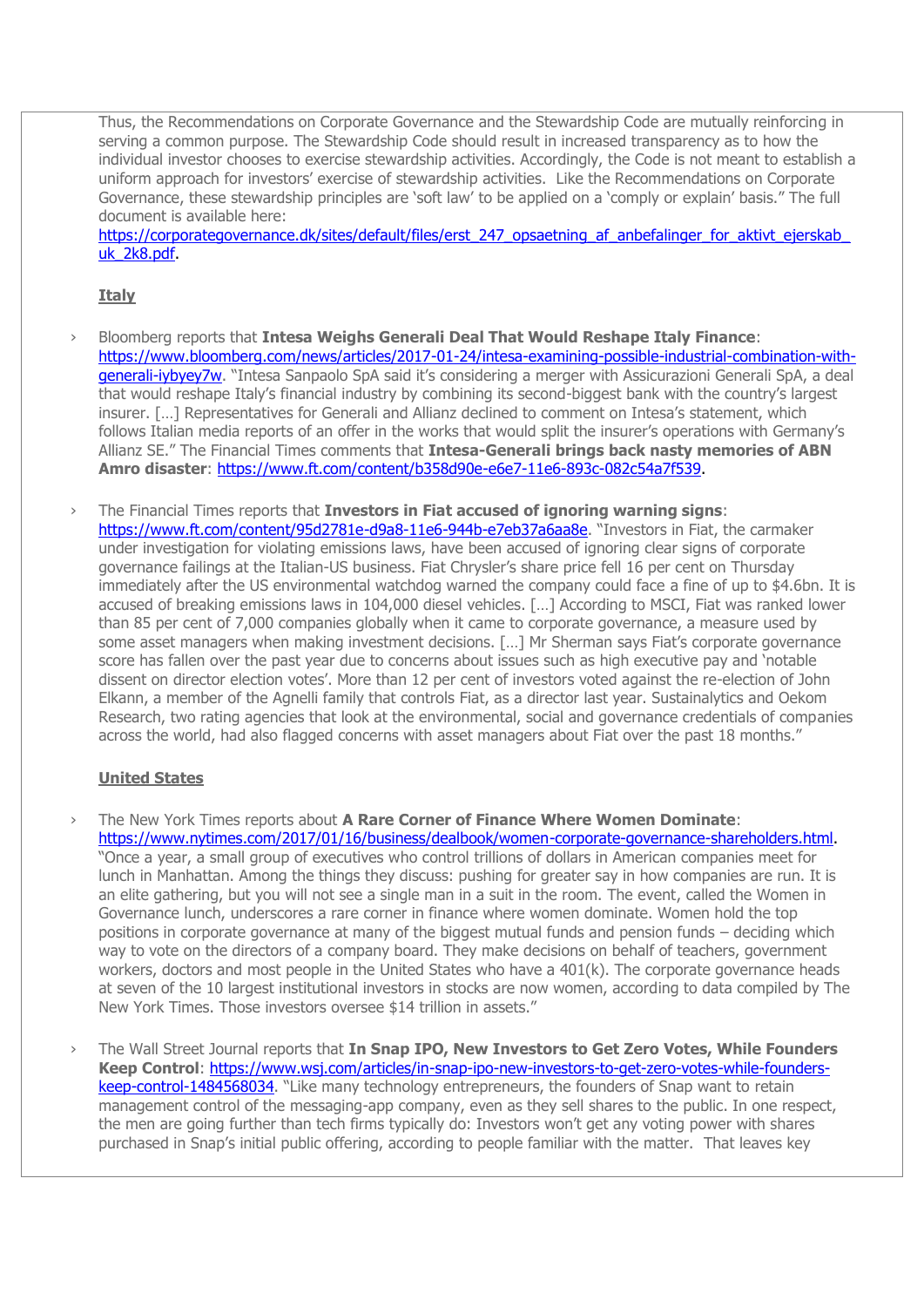Thus, the Recommendations on Corporate Governance and the Stewardship Code are mutually reinforcing in serving a common purpose. The Stewardship Code should result in increased transparency as to how the individual investor chooses to exercise stewardship activities. Accordingly, the Code is not meant to establish a uniform approach for investors' exercise of stewardship activities. Like the Recommendations on Corporate Governance, these stewardship principles are 'soft law' to be applied on a 'comply or explain' basis." The full document is available here: https://corporategovernance.dk/sites/default/files/erst_247_opsaetning_af_anbefalinger_for_aktivt_ejerskab_uk_2k8.pdf.

**Italy**

- Bloomberg reports that **Intesa Weighs Generali Deal That Would Reshape Italy Finance**: https://www.bloomberg.com/news/articles/2017-01-24/intesa-examining-possible-industrial-combination-with-generali-iybyey7w. "Intesa Sanpaolo SpA said it's considering a merger with Assicurazioni Generali SpA, a deal that would reshape Italy's financial industry by combining its second-biggest bank with the country's largest insurer. […] Representatives for Generali and Allianz declined to comment on Intesa's statement, which follows Italian media reports of an offer in the works that would split the insurer's operations with Germany's Allianz SE." The Financial Times comments that **Intesa-Generali brings back nasty memories of ABN Amro disaster**: https://www.ft.com/content/b358d90e-e6e7-11e6-893c-082c54a7f539.

- The Financial Times reports that **Investors in Fiat accused of ignoring warning signs**: https://www.ft.com/content/95d2781e-d9a8-11e6-944b-e7eb37a6aa8e. "Investors in Fiat, the carmaker under investigation for violating emissions laws, have been accused of ignoring clear signs of corporate governance failings at the Italian-US business. Fiat Chrysler's share price fell 16 per cent on Thursday immediately after the US environmental watchdog warned the company could face a fine of up to $4.6bn. It is accused of breaking emissions laws in 104,000 diesel vehicles. […] According to MSCI, Fiat was ranked lower than 85 per cent of 7,000 companies globally when it came to corporate governance, a measure used by some asset managers when making investment decisions. […] Mr Sherman says Fiat's corporate governance score has fallen over the past year due to concerns about issues such as high executive pay and 'notable dissent on director election votes'. More than 12 per cent of investors voted against the re-election of John Elkann, a member of the Agnelli family that controls Fiat, as a director last year. Sustainalytics and Oekom Research, two rating agencies that look at the environmental, social and governance credentials of companies across the world, had also flagged concerns with asset managers about Fiat over the past 18 months."

**United States**

- The New York Times reports about **A Rare Corner of Finance Where Women Dominate**: https://www.nytimes.com/2017/01/16/business/dealbook/women-corporate-governance-shareholders.html. "Once a year, a small group of executives who control trillions of dollars in American companies meet for lunch in Manhattan. Among the things they discuss: pushing for greater say in how companies are run. It is an elite gathering, but you will not see a single man in a suit in the room. The event, called the Women in Governance lunch, underscores a rare corner in finance where women dominate. Women hold the top positions in corporate governance at many of the biggest mutual funds and pension funds – deciding which way to vote on the directors of a company board. They make decisions on behalf of teachers, government workers, doctors and most people in the United States who have a 401(k). The corporate governance heads at seven of the 10 largest institutional investors in stocks are now women, according to data compiled by The New York Times. Those investors oversee $14 trillion in assets."

- The Wall Street Journal reports that **In Snap IPO, New Investors to Get Zero Votes, While Founders Keep Control**: https://www.wsj.com/articles/in-snap-ipo-new-investors-to-get-zero-votes-while-founders-keep-control-1484568034. "Like many technology entrepreneurs, the founders of Snap want to retain management control of the messaging-app company, even as they sell shares to the public. In one respect, the men are going further than tech firms typically do: Investors won't get any voting power with shares purchased in Snap's initial public offering, according to people familiar with the matter. That leaves key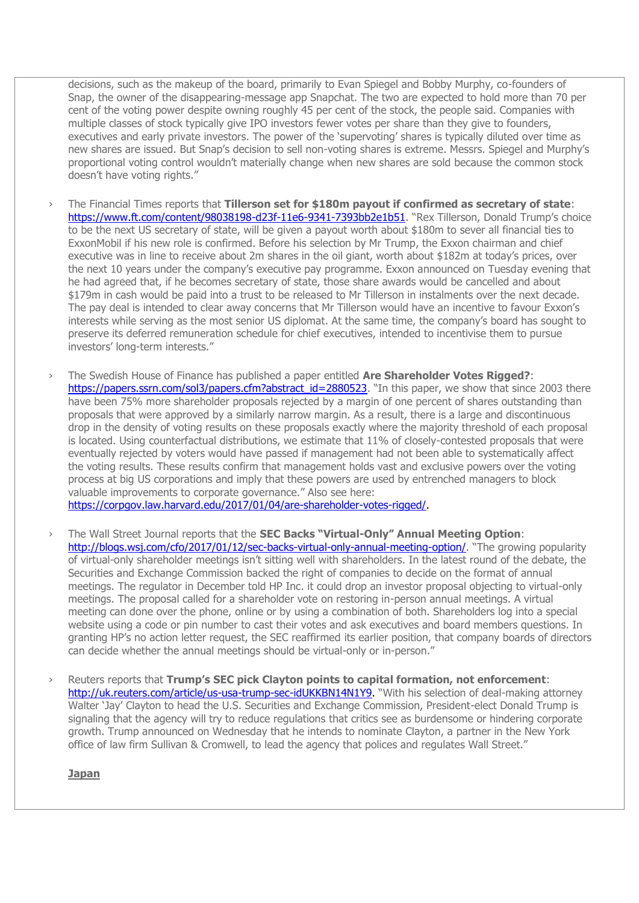decisions, such as the makeup of the board, primarily to Evan Spiegel and Bobby Murphy, co-founders of Snap, the owner of the disappearing-message app Snapchat. The two are expected to hold more than 70 per cent of the voting power despite owning roughly 45 per cent of the stock, the people said. Companies with multiple classes of stock typically give IPO investors fewer votes per share than they give to founders, executives and early private investors. The power of the 'supervoting' shares is typically diluted over time as new shares are issued. But Snap's decision to sell non-voting shares is extreme. Messrs. Spiegel and Murphy's proportional voting control wouldn't materially change when new shares are sold because the common stock doesn't have voting rights."

- The Financial Times reports that **Tillerson set for $180m payout if confirmed as secretary of state**: https://www.ft.com/content/98038198-d23f-11e6-9341-7393bb2e1b51. "Rex Tillerson, Donald Trump's choice to be the next US secretary of state, will be given a payout worth about $180m to sever all financial ties to ExxonMobil if his new role is confirmed. Before his selection by Mr Trump, the Exxon chairman and chief executive was in line to receive about 2m shares in the oil giant, worth about $182m at today's prices, over the next 10 years under the company's executive pay programme. Exxon announced on Tuesday evening that he had agreed that, if he becomes secretary of state, those share awards would be cancelled and about $179m in cash would be paid into a trust to be released to Mr Tillerson in instalments over the next decade. The pay deal is intended to clear away concerns that Mr Tillerson would have an incentive to favour Exxon's interests while serving as the most senior US diplomat. At the same time, the company's board has sought to preserve its deferred remuneration schedule for chief executives, intended to incentivise them to pursue investors' long-term interests."

- The Swedish House of Finance has published a paper entitled **Are Shareholder Votes Rigged?**: https://papers.ssrn.com/sol3/papers.cfm?abstract_id=2880523. "In this paper, we show that since 2003 there have been 75% more shareholder proposals rejected by a margin of one percent of shares outstanding than proposals that were approved by a similarly narrow margin. As a result, there is a large and discontinuous drop in the density of voting results on these proposals exactly where the majority threshold of each proposal is located. Using counterfactual distributions, we estimate that 11% of closely-contested proposals that were eventually rejected by voters would have passed if management had not been able to systematically affect the voting results. These results confirm that management holds vast and exclusive powers over the voting process at big US corporations and imply that these powers are used by entrenched managers to block valuable improvements to corporate governance." Also see here: https://corpgov.law.harvard.edu/2017/01/04/are-shareholder-votes-rigged/.

- The Wall Street Journal reports that the **SEC Backs "Virtual-Only" Annual Meeting Option**: http://blogs.wsj.com/cfo/2017/01/12/sec-backs-virtual-only-annual-meeting-option/. "The growing popularity of virtual-only shareholder meetings isn't sitting well with shareholders. In the latest round of the debate, the Securities and Exchange Commission backed the right of companies to decide on the format of annual meetings. The regulator in December told HP Inc. it could drop an investor proposal objecting to virtual-only meetings. The proposal called for a shareholder vote on restoring in-person annual meetings. A virtual meeting can done over the phone, online or by using a combination of both. Shareholders log into a special website using a code or pin number to cast their votes and ask executives and board members questions. In granting HP's no action letter request, the SEC reaffirmed its earlier position, that company boards of directors can decide whether the annual meetings should be virtual-only or in-person."

- Reuters reports that **Trump's SEC pick Clayton points to capital formation, not enforcement**: http://uk.reuters.com/article/us-usa-trump-sec-idUKKBN14N1Y9. "With his selection of deal-making attorney Walter 'Jay' Clayton to head the U.S. Securities and Exchange Commission, President-elect Donald Trump is signaling that the agency will try to reduce regulations that critics see as burdensome or hindering corporate growth. Trump announced on Wednesday that he intends to nominate Clayton, a partner in the New York office of law firm Sullivan & Cromwell, to lead the agency that polices and regulates Wall Street."

**Japan**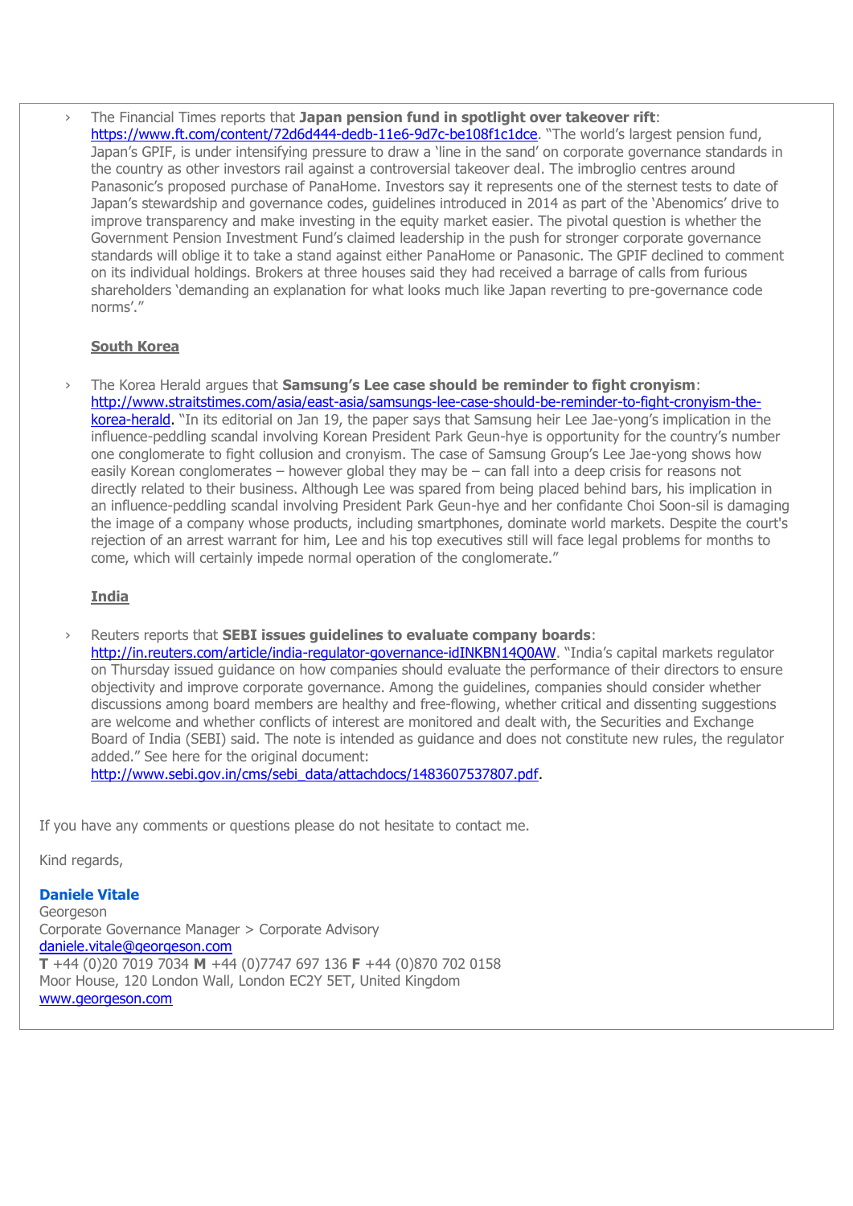- The Financial Times reports that **Japan pension fund in spotlight over takeover rift**: https://www.ft.com/content/72d6d444-dedb-11e6-9d7c-be108f1c1dce. "The world's largest pension fund, Japan's GPIF, is under intensifying pressure to draw a 'line in the sand' on corporate governance standards in the country as other investors rail against a controversial takeover deal. The imbroglio centres around Panasonic's proposed purchase of PanaHome. Investors say it represents one of the sternest tests to date of Japan's stewardship and governance codes, guidelines introduced in 2014 as part of the 'Abenomics' drive to improve transparency and make investing in the equity market easier. The pivotal question is whether the Government Pension Investment Fund's claimed leadership in the push for stronger corporate governance standards will oblige it to take a stand against either PanaHome or Panasonic. The GPIF declined to comment on its individual holdings. Brokers at three houses said they had received a barrage of calls from furious shareholders 'demanding an explanation for what looks much like Japan reverting to pre-governance code norms'."

**South Korea**

- The Korea Herald argues that **Samsung's Lee case should be reminder to fight cronyism**: http://www.straitstimes.com/asia/east-asia/samsungs-lee-case-should-be-reminder-to-fight-cronyism-the-korea-herald. "In its editorial on Jan 19, the paper says that Samsung heir Lee Jae-yong's implication in the influence-peddling scandal involving Korean President Park Geun-hye is opportunity for the country's number one conglomerate to fight collusion and cronyism. The case of Samsung Group's Lee Jae-yong shows how easily Korean conglomerates – however global they may be – can fall into a deep crisis for reasons not directly related to their business. Although Lee was spared from being placed behind bars, his implication in an influence-peddling scandal involving President Park Geun-hye and her confidante Choi Soon-sil is damaging the image of a company whose products, including smartphones, dominate world markets. Despite the court's rejection of an arrest warrant for him, Lee and his top executives still will face legal problems for months to come, which will certainly impede normal operation of the conglomerate."

**India**

- Reuters reports that **SEBI issues guidelines to evaluate company boards**: http://in.reuters.com/article/india-regulator-governance-idINKBN14Q0AW. "India's capital markets regulator on Thursday issued guidance on how companies should evaluate the performance of their directors to ensure objectivity and improve corporate governance. Among the guidelines, companies should consider whether discussions among board members are healthy and free-flowing, whether critical and dissenting suggestions are welcome and whether conflicts of interest are monitored and dealt with, the Securities and Exchange Board of India (SEBI) said. The note is intended as guidance and does not constitute new rules, the regulator added." See here for the original document: http://www.sebi.gov.in/cms/sebi_data/attachdocs/1483607537807.pdf.

If you have any comments or questions please do not hesitate to contact me.

Kind regards,

**Daniele Vitale**
Georgeson
Corporate Governance Manager > Corporate Advisory
daniele.vitale@georgeson.com
**T** +44 (0)20 7019 7034 **M** +44 (0)7747 697 136 **F** +44 (0)870 702 0158
Moor House, 120 London Wall, London EC2Y 5ET, United Kingdom
www.georgeson.com